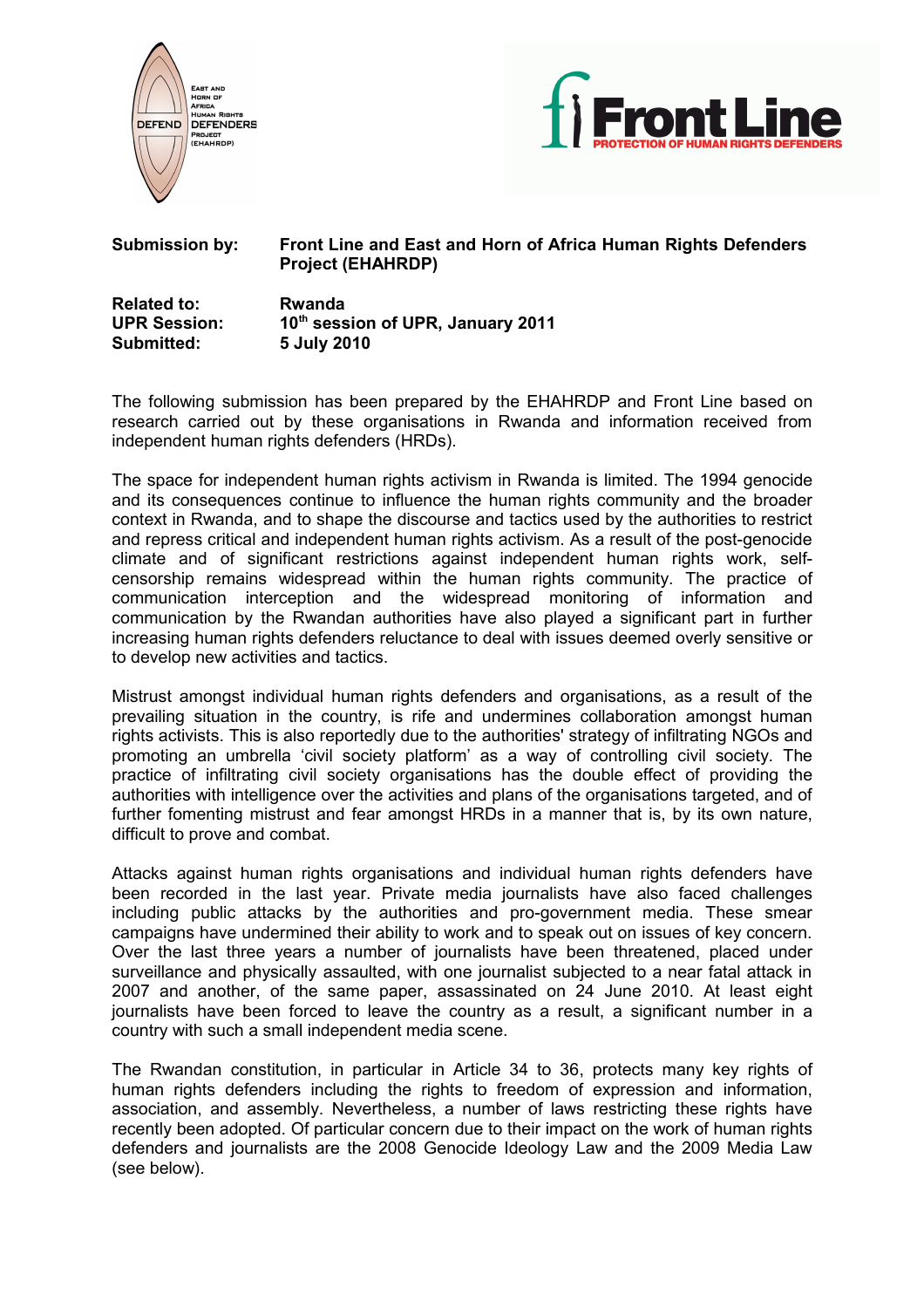| | |
|---|---|
| **Submission by:** | **Front Line and East and Horn of Africa Human Rights Defenders Project (EHAHRDP)** |
| **Related to:** | **Rwanda** |
| **UPR Session:** | **10th session of UPR, January 2011** |
| **Submitted:** | **5 July 2010** |

The following submission has been prepared by the EHAHRDP and Front Line based on research carried out by these organisations in Rwanda and information received from independent human rights defenders (HRDs).

The space for independent human rights activism in Rwanda is limited. The 1994 genocide and its consequences continue to influence the human rights community and the broader context in Rwanda, and to shape the discourse and tactics used by the authorities to restrict and repress critical and independent human rights activism. As a result of the post-genocide climate and of significant restrictions against independent human rights work, self-censorship remains widespread within the human rights community. The practice of communication interception and the widespread monitoring of information and communication by the Rwandan authorities have also played a significant part in further increasing human rights defenders reluctance to deal with issues deemed overly sensitive or to develop new activities and tactics.

Mistrust amongst individual human rights defenders and organisations, as a result of the prevailing situation in the country, is rife and undermines collaboration amongst human rights activists. This is also reportedly due to the authorities' strategy of infiltrating NGOs and promoting an umbrella 'civil society platform' as a way of controlling civil society. The practice of infiltrating civil society organisations has the double effect of providing the authorities with intelligence over the activities and plans of the organisations targeted, and of further fomenting mistrust and fear amongst HRDs in a manner that is, by its own nature, difficult to prove and combat.

Attacks against human rights organisations and individual human rights defenders have been recorded in the last year. Private media journalists have also faced challenges including public attacks by the authorities and pro-government media. These smear campaigns have undermined their ability to work and to speak out on issues of key concern. Over the last three years a number of journalists have been threatened, placed under surveillance and physically assaulted, with one journalist subjected to a near fatal attack in 2007 and another, of the same paper, assassinated on 24 June 2010. At least eight journalists have been forced to leave the country as a result, a significant number in a country with such a small independent media scene.

The Rwandan constitution, in particular in Article 34 to 36, protects many key rights of human rights defenders including the rights to freedom of expression and information, association, and assembly. Nevertheless, a number of laws restricting these rights have recently been adopted. Of particular concern due to their impact on the work of human rights defenders and journalists are the 2008 Genocide Ideology Law and the 2009 Media Law (see below).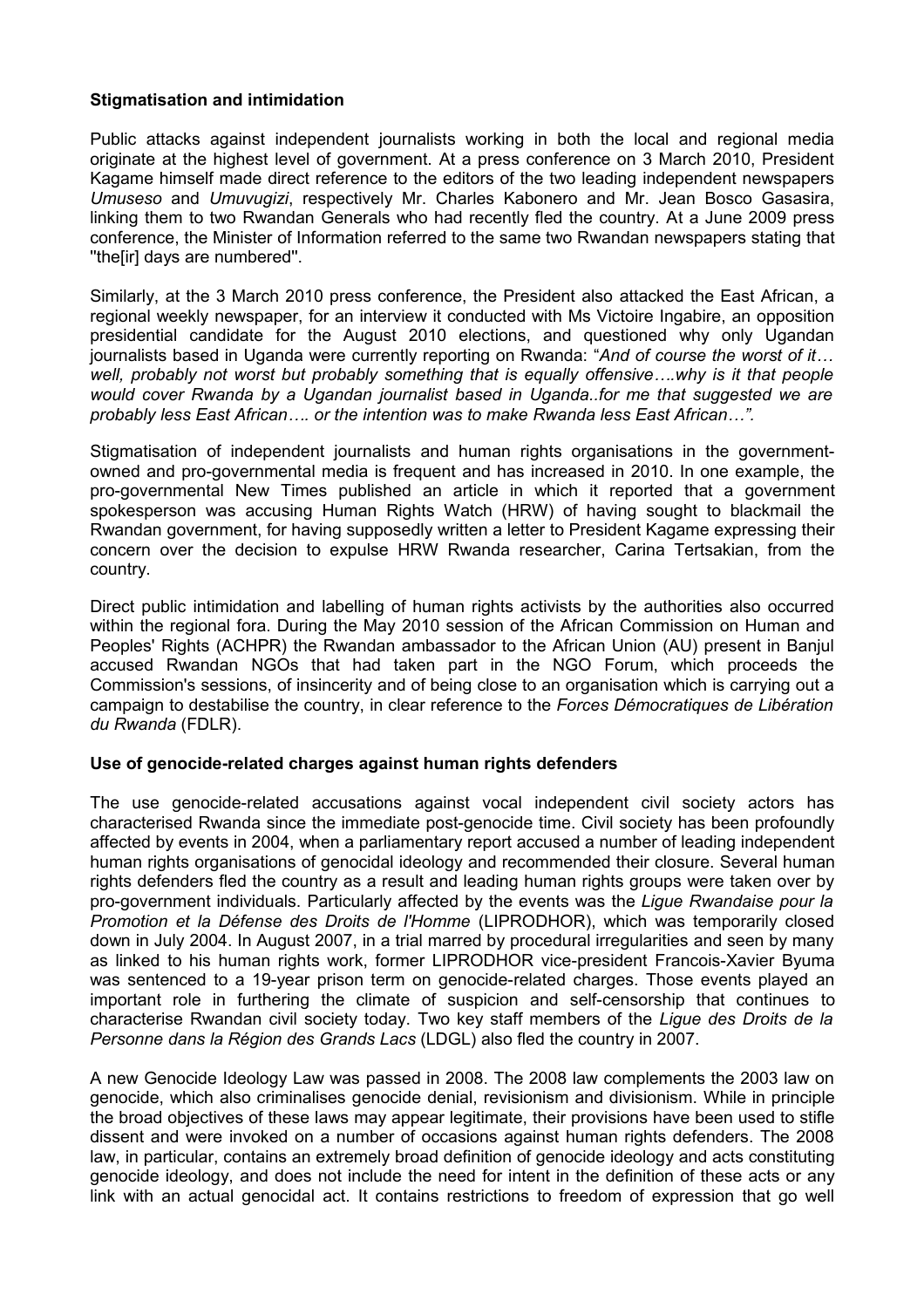**Stigmatisation and intimidation**

Public attacks against independent journalists working in both the local and regional media originate at the highest level of government. At a press conference on 3 March 2010, President Kagame himself made direct reference to the editors of the two leading independent newspapers *Umuseso* and *Umuvugizi*, respectively Mr. Charles Kabonero and Mr. Jean Bosco Gasasira, linking them to two Rwandan Generals who had recently fled the country. At a June 2009 press conference, the Minister of Information referred to the same two Rwandan newspapers stating that "the[ir] days are numbered".

Similarly, at the 3 March 2010 press conference, the President also attacked the East African, a regional weekly newspaper, for an interview it conducted with Ms Victoire Ingabire, an opposition presidential candidate for the August 2010 elections, and questioned why only Ugandan journalists based in Uganda were currently reporting on Rwanda: "*And of course the worst of it… well, probably not worst but probably something that is equally offensive….why is it that people would cover Rwanda by a Ugandan journalist based in Uganda..for me that suggested we are probably less East African…. or the intention was to make Rwanda less East African…".*

Stigmatisation of independent journalists and human rights organisations in the government-owned and pro-governmental media is frequent and has increased in 2010. In one example, the pro-governmental New Times published an article in which it reported that a government spokesperson was accusing Human Rights Watch (HRW) of having sought to blackmail the Rwandan government, for having supposedly written a letter to President Kagame expressing their concern over the decision to expulse HRW Rwanda researcher, Carina Tertsakian, from the country.

Direct public intimidation and labelling of human rights activists by the authorities also occurred within the regional fora. During the May 2010 session of the African Commission on Human and Peoples' Rights (ACHPR) the Rwandan ambassador to the African Union (AU) present in Banjul accused Rwandan NGOs that had taken part in the NGO Forum, which proceeds the Commission's sessions, of insincerity and of being close to an organisation which is carrying out a campaign to destabilise the country, in clear reference to the *Forces Démocratiques de Libération du Rwanda* (FDLR).

**Use of genocide-related charges against human rights defenders**

The use genocide-related accusations against vocal independent civil society actors has characterised Rwanda since the immediate post-genocide time. Civil society has been profoundly affected by events in 2004, when a parliamentary report accused a number of leading independent human rights organisations of genocidal ideology and recommended their closure. Several human rights defenders fled the country as a result and leading human rights groups were taken over by pro-government individuals. Particularly affected by the events was the *Ligue Rwandaise pour la Promotion et la Défense des Droits de l'Homme* (LIPRODHOR), which was temporarily closed down in July 2004. In August 2007, in a trial marred by procedural irregularities and seen by many as linked to his human rights work, former LIPRODHOR vice-president Francois-Xavier Byuma was sentenced to a 19-year prison term on genocide-related charges. Those events played an important role in furthering the climate of suspicion and self-censorship that continues to characterise Rwandan civil society today. Two key staff members of the *Ligue des Droits de la Personne dans la Région des Grands Lacs* (LDGL) also fled the country in 2007.

A new Genocide Ideology Law was passed in 2008. The 2008 law complements the 2003 law on genocide, which also criminalises genocide denial, revisionism and divisionism. While in principle the broad objectives of these laws may appear legitimate, their provisions have been used to stifle dissent and were invoked on a number of occasions against human rights defenders. The 2008 law, in particular, contains an extremely broad definition of genocide ideology and acts constituting genocide ideology, and does not include the need for intent in the definition of these acts or any link with an actual genocidal act. It contains restrictions to freedom of expression that go well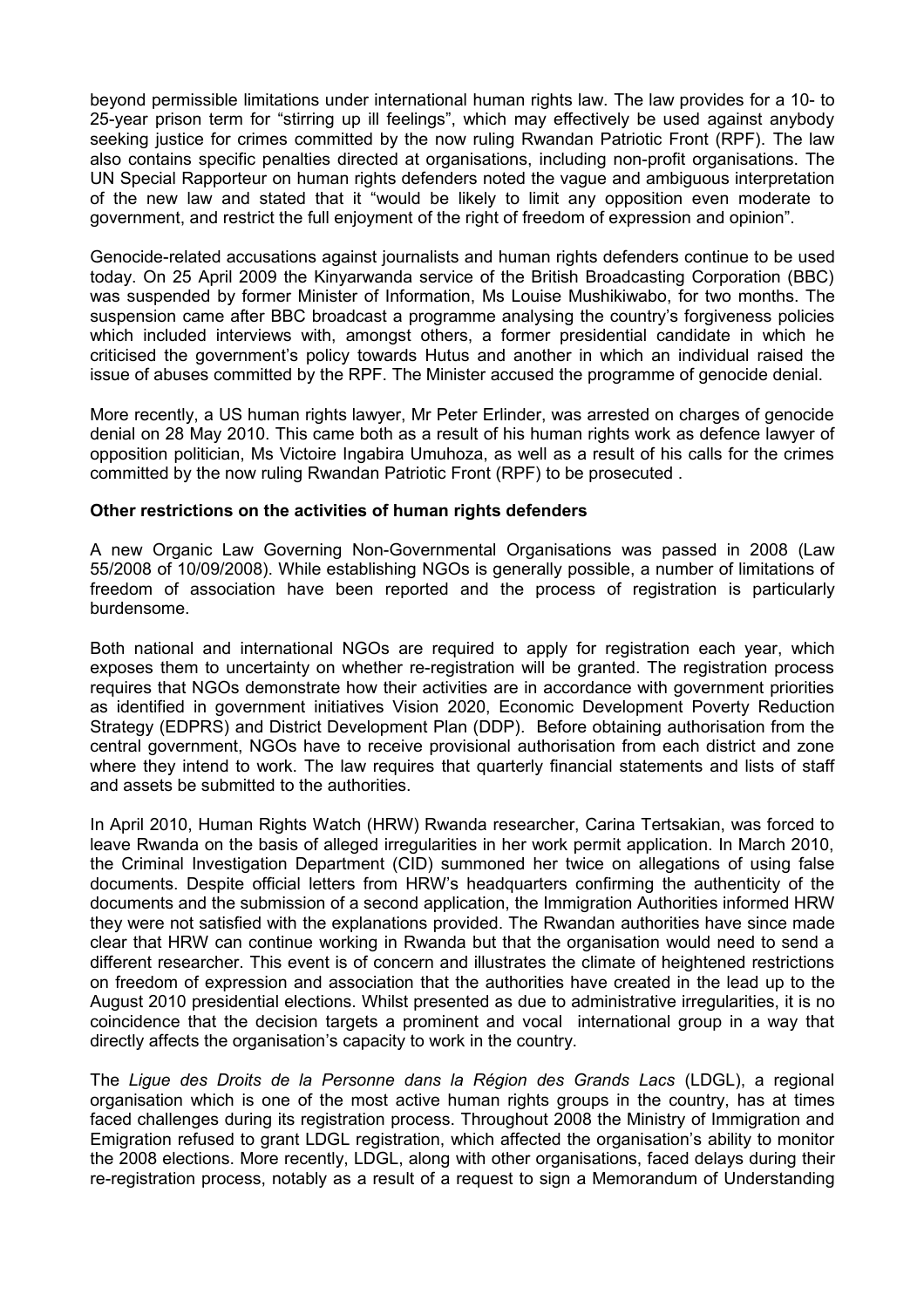beyond permissible limitations under international human rights law. The law provides for a 10- to 25-year prison term for "stirring up ill feelings", which may effectively be used against anybody seeking justice for crimes committed by the now ruling Rwandan Patriotic Front (RPF). The law also contains specific penalties directed at organisations, including non-profit organisations. The UN Special Rapporteur on human rights defenders noted the vague and ambiguous interpretation of the new law and stated that it "would be likely to limit any opposition even moderate to government, and restrict the full enjoyment of the right of freedom of expression and opinion".

Genocide-related accusations against journalists and human rights defenders continue to be used today. On 25 April 2009 the Kinyarwanda service of the British Broadcasting Corporation (BBC) was suspended by former Minister of Information, Ms Louise Mushikiwabo, for two months. The suspension came after BBC broadcast a programme analysing the country's forgiveness policies which included interviews with, amongst others, a former presidential candidate in which he criticised the government's policy towards Hutus and another in which an individual raised the issue of abuses committed by the RPF. The Minister accused the programme of genocide denial.

More recently, a US human rights lawyer, Mr Peter Erlinder, was arrested on charges of genocide denial on 28 May 2010. This came both as a result of his human rights work as defence lawyer of opposition politician, Ms Victoire Ingabira Umuhoza, as well as a result of his calls for the crimes committed by the now ruling Rwandan Patriotic Front (RPF) to be prosecuted .

**Other restrictions on the activities of human rights defenders**

A new Organic Law Governing Non-Governmental Organisations was passed in 2008 (Law 55/2008 of 10/09/2008). While establishing NGOs is generally possible, a number of limitations of freedom of association have been reported and the process of registration is particularly burdensome.

Both national and international NGOs are required to apply for registration each year, which exposes them to uncertainty on whether re-registration will be granted. The registration process requires that NGOs demonstrate how their activities are in accordance with government priorities as identified in government initiatives Vision 2020, Economic Development Poverty Reduction Strategy (EDPRS) and District Development Plan (DDP). Before obtaining authorisation from the central government, NGOs have to receive provisional authorisation from each district and zone where they intend to work. The law requires that quarterly financial statements and lists of staff and assets be submitted to the authorities.

In April 2010, Human Rights Watch (HRW) Rwanda researcher, Carina Tertsakian, was forced to leave Rwanda on the basis of alleged irregularities in her work permit application. In March 2010, the Criminal Investigation Department (CID) summoned her twice on allegations of using false documents. Despite official letters from HRW's headquarters confirming the authenticity of the documents and the submission of a second application, the Immigration Authorities informed HRW they were not satisfied with the explanations provided. The Rwandan authorities have since made clear that HRW can continue working in Rwanda but that the organisation would need to send a different researcher. This event is of concern and illustrates the climate of heightened restrictions on freedom of expression and association that the authorities have created in the lead up to the August 2010 presidential elections. Whilst presented as due to administrative irregularities, it is no coincidence that the decision targets a prominent and vocal international group in a way that directly affects the organisation's capacity to work in the country.

The *Ligue des Droits de la Personne dans la Région des Grands Lacs* (LDGL), a regional organisation which is one of the most active human rights groups in the country, has at times faced challenges during its registration process. Throughout 2008 the Ministry of Immigration and Emigration refused to grant LDGL registration, which affected the organisation's ability to monitor the 2008 elections. More recently, LDGL, along with other organisations, faced delays during their re-registration process, notably as a result of a request to sign a Memorandum of Understanding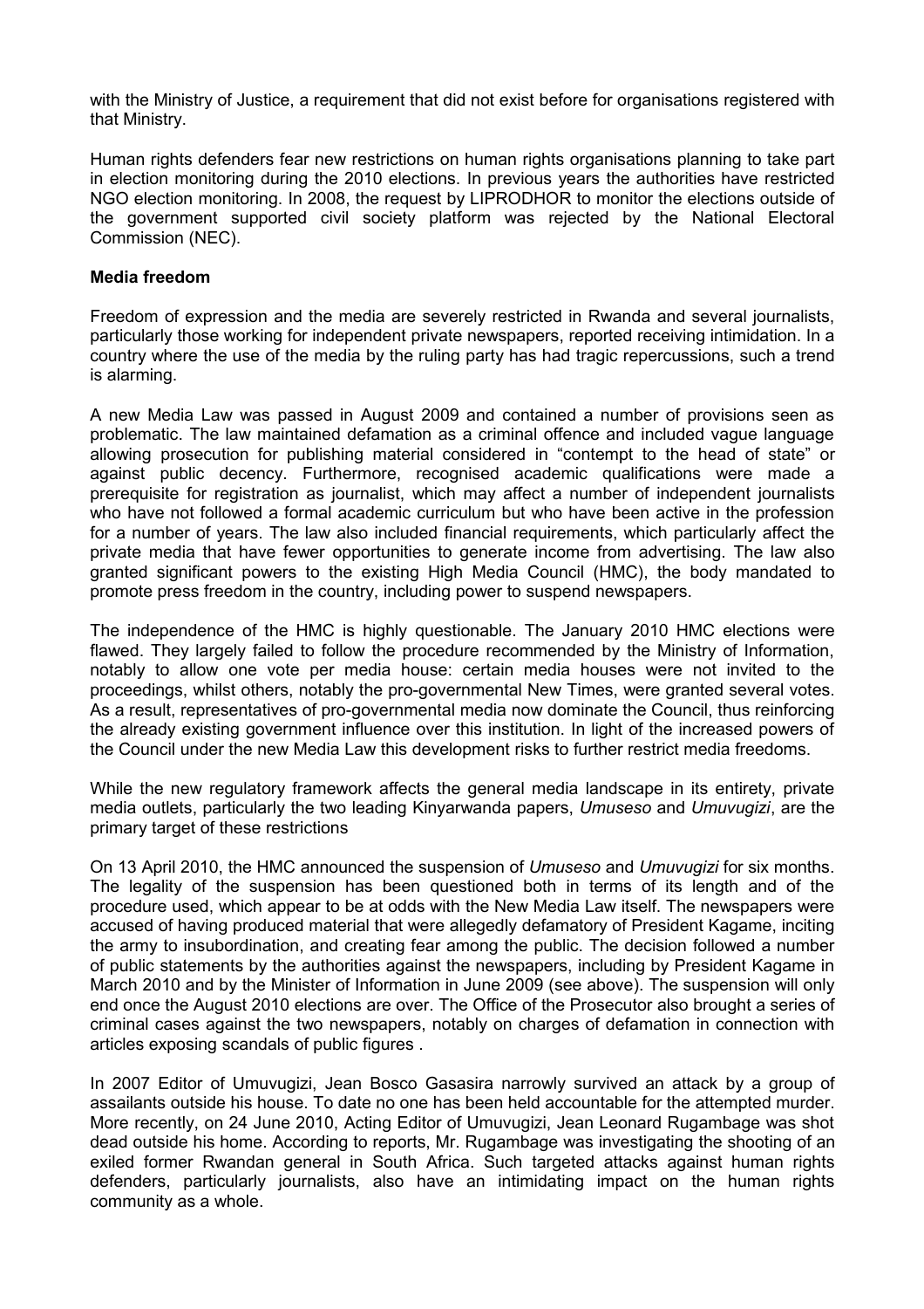with the Ministry of Justice, a requirement that did not exist before for organisations registered with that Ministry.

Human rights defenders fear new restrictions on human rights organisations planning to take part in election monitoring during the 2010 elections. In previous years the authorities have restricted NGO election monitoring. In 2008, the request by LIPRODHOR to monitor the elections outside of the government supported civil society platform was rejected by the National Electoral Commission (NEC).

**Media freedom**

Freedom of expression and the media are severely restricted in Rwanda and several journalists, particularly those working for independent private newspapers, reported receiving intimidation. In a country where the use of the media by the ruling party has had tragic repercussions, such a trend is alarming.

A new Media Law was passed in August 2009 and contained a number of provisions seen as problematic. The law maintained defamation as a criminal offence and included vague language allowing prosecution for publishing material considered in "contempt to the head of state" or against public decency. Furthermore, recognised academic qualifications were made a prerequisite for registration as journalist, which may affect a number of independent journalists who have not followed a formal academic curriculum but who have been active in the profession for a number of years. The law also included financial requirements, which particularly affect the private media that have fewer opportunities to generate income from advertising. The law also granted significant powers to the existing High Media Council (HMC), the body mandated to promote press freedom in the country, including power to suspend newspapers.

The independence of the HMC is highly questionable. The January 2010 HMC elections were flawed. They largely failed to follow the procedure recommended by the Ministry of Information, notably to allow one vote per media house: certain media houses were not invited to the proceedings, whilst others, notably the pro-governmental New Times, were granted several votes. As a result, representatives of pro-governmental media now dominate the Council, thus reinforcing the already existing government influence over this institution. In light of the increased powers of the Council under the new Media Law this development risks to further restrict media freedoms.

While the new regulatory framework affects the general media landscape in its entirety, private media outlets, particularly the two leading Kinyarwanda papers, *Umuseso* and *Umuvugizi*, are the primary target of these restrictions

On 13 April 2010, the HMC announced the suspension of *Umuseso* and *Umuvugizi* for six months. The legality of the suspension has been questioned both in terms of its length and of the procedure used, which appear to be at odds with the New Media Law itself. The newspapers were accused of having produced material that were allegedly defamatory of President Kagame, inciting the army to insubordination, and creating fear among the public. The decision followed a number of public statements by the authorities against the newspapers, including by President Kagame in March 2010 and by the Minister of Information in June 2009 (see above). The suspension will only end once the August 2010 elections are over. The Office of the Prosecutor also brought a series of criminal cases against the two newspapers, notably on charges of defamation in connection with articles exposing scandals of public figures .

In 2007 Editor of Umuvugizi, Jean Bosco Gasasira narrowly survived an attack by a group of assailants outside his house. To date no one has been held accountable for the attempted murder. More recently, on 24 June 2010, Acting Editor of Umuvugizi, Jean Leonard Rugambage was shot dead outside his home. According to reports, Mr. Rugambage was investigating the shooting of an exiled former Rwandan general in South Africa. Such targeted attacks against human rights defenders, particularly journalists, also have an intimidating impact on the human rights community as a whole.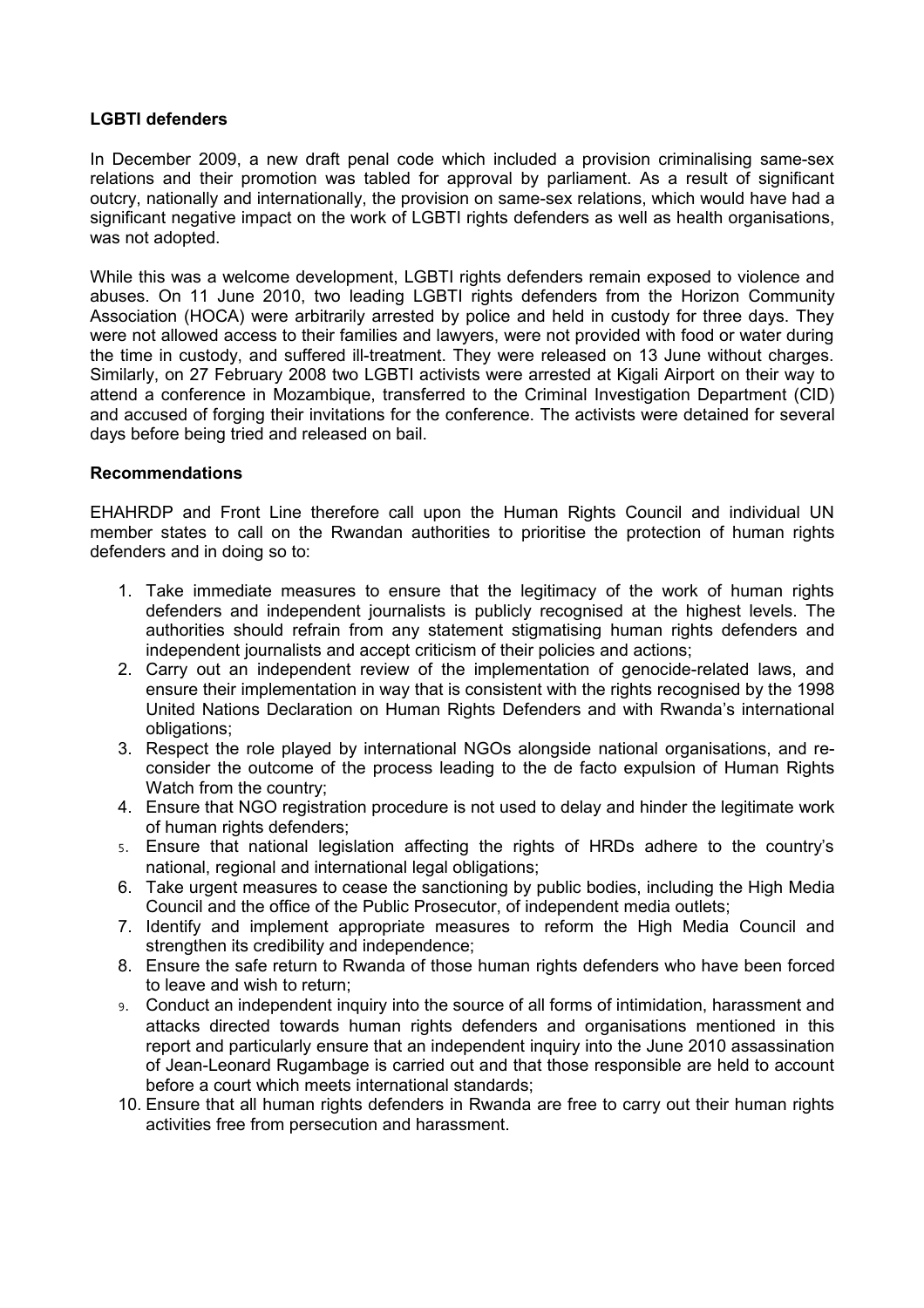**LGBTI defenders**

In December 2009, a new draft penal code which included a provision criminalising same-sex relations and their promotion was tabled for approval by parliament. As a result of significant outcry, nationally and internationally, the provision on same-sex relations, which would have had a significant negative impact on the work of LGBTI rights defenders as well as health organisations, was not adopted.

While this was a welcome development, LGBTI rights defenders remain exposed to violence and abuses. On 11 June 2010, two leading LGBTI rights defenders from the Horizon Community Association (HOCA) were arbitrarily arrested by police and held in custody for three days. They were not allowed access to their families and lawyers, were not provided with food or water during the time in custody, and suffered ill-treatment. They were released on 13 June without charges. Similarly, on 27 February 2008 two LGBTI activists were arrested at Kigali Airport on their way to attend a conference in Mozambique, transferred to the Criminal Investigation Department (CID) and accused of forging their invitations for the conference. The activists were detained for several days before being tried and released on bail.

**Recommendations**

EHAHRDP and Front Line therefore call upon the Human Rights Council and individual UN member states to call on the Rwandan authorities to prioritise the protection of human rights defenders and in doing so to:

1. Take immediate measures to ensure that the legitimacy of the work of human rights defenders and independent journalists is publicly recognised at the highest levels. The authorities should refrain from any statement stigmatising human rights defenders and independent journalists and accept criticism of their policies and actions;
2. Carry out an independent review of the implementation of genocide-related laws, and ensure their implementation in way that is consistent with the rights recognised by the 1998 United Nations Declaration on Human Rights Defenders and with Rwanda's international obligations;
3. Respect the role played by international NGOs alongside national organisations, and re-consider the outcome of the process leading to the de facto expulsion of Human Rights Watch from the country;
4. Ensure that NGO registration procedure is not used to delay and hinder the legitimate work of human rights defenders;
5. Ensure that national legislation affecting the rights of HRDs adhere to the country's national, regional and international legal obligations;
6. Take urgent measures to cease the sanctioning by public bodies, including the High Media Council and the office of the Public Prosecutor, of independent media outlets;
7. Identify and implement appropriate measures to reform the High Media Council and strengthen its credibility and independence;
8. Ensure the safe return to Rwanda of those human rights defenders who have been forced to leave and wish to return;
9. Conduct an independent inquiry into the source of all forms of intimidation, harassment and attacks directed towards human rights defenders and organisations mentioned in this report and particularly ensure that an independent inquiry into the June 2010 assassination of Jean-Leonard Rugambage is carried out and that those responsible are held to account before a court which meets international standards;
10. Ensure that all human rights defenders in Rwanda are free to carry out their human rights activities free from persecution and harassment.